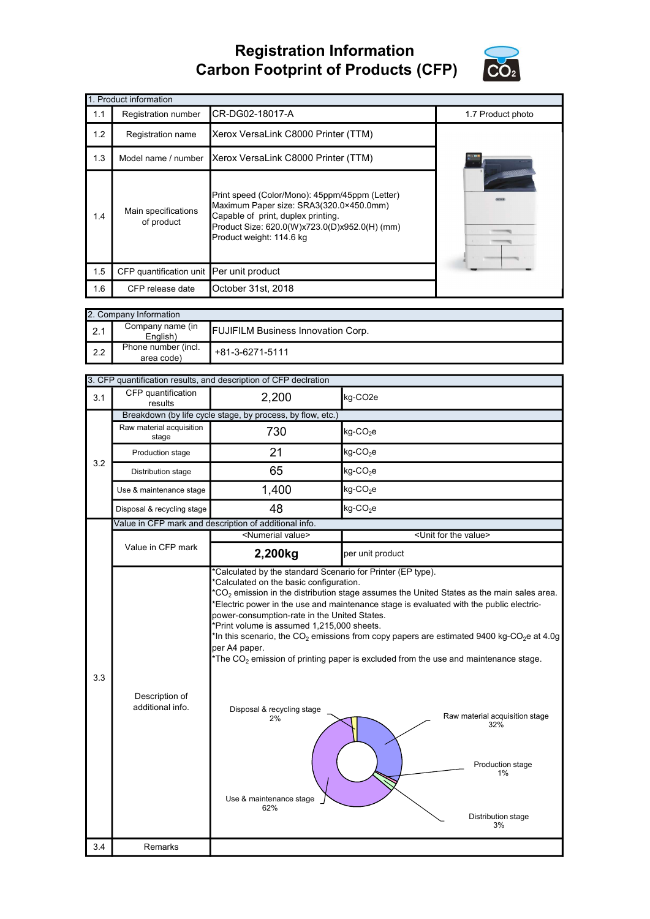# Registration Information
# Carbon Footprint of Products (CFP)

| 1. Product information | | | |
|---|---|---|---|
| 1.1 | Registration number | CR-DG02-18017-A | 1.7 Product photo |
| 1.2 | Registration name | Xerox VersaLink C8000 Printer (TTM) | |
| 1.3 | Model name / number | Xerox VersaLink C8000 Printer (TTM) | |
| 1.4 | Main specifications of product | Print speed (Color/Mono): 45ppm/45ppm (Letter)<br>Maximum Paper size: SRA3(320.0×450.0mm)<br>Capable of print, duplex printing.<br>Product Size: 620.0(W)x723.0(D)x952.0(H) (mm)<br>Product weight: 114.6 kg | |
| 1.5 | CFP quantification unit | Per unit product | |
| 1.6 | CFP release date | October 31st, 2018 | |

| 2. Company Information | | |
|---|---|---|
| 2.1 | Company name (in English) | FUJIFILM Business Innovation Corp. |
| 2.2 | Phone number (incl. area code) | +81-3-6271-5111 |

| 3. CFP quantification results, and description of CFP declration | | | |
|---|---|---|---|
| 3.1 | CFP quantification results | 2,200 | kg-CO2e |
| 3.2 | Breakdown (by life cycle stage, by process, by flow, etc.) | | |
| | Raw material acquisition stage | 730 | kg-$CO_2$e |
| | Production stage | 21 | kg-$CO_2$e |
| | Distribution stage | 65 | kg-$CO_2$e |
| | Use & maintenance stage | 1,400 | kg-$CO_2$e |
| | Disposal & recycling stage | 48 | kg-$CO_2$e |
| 3.3 | Value in CFP mark and description of additional info. | | |
| | Value in CFP mark | <Numerial value> | <Unit for the value> |
| | | **2,200kg** | per unit product |
| | Description of additional info. | *Calculated by the standard Scenario for Printer (EP type).<br>*Calculated on the basic configuration.<br>*$CO_2$ emission in the distribution stage assumes the United States as the main sales area.<br>*Electric power in the use and maintenance stage is evaluated with the public electric-power-consumption-rate in the United States.<br>*Print volume is assumed 1,215,000 sheets.<br>*In this scenario, the $CO_2$ emissions from copy papers are estimated 9400 kg-$CO_2$e at 4.0g per A4 paper.<br>*The $CO_2$ emission of printing paper is excluded from the use and maintenance stage.<br><br>Disposal & recycling stage 2%<br>Raw material acquisition stage 32%<br>Production stage 1%<br>Distribution stage 3%<br>Use & maintenance stage 62% | |
| 3.4 | Remarks | | |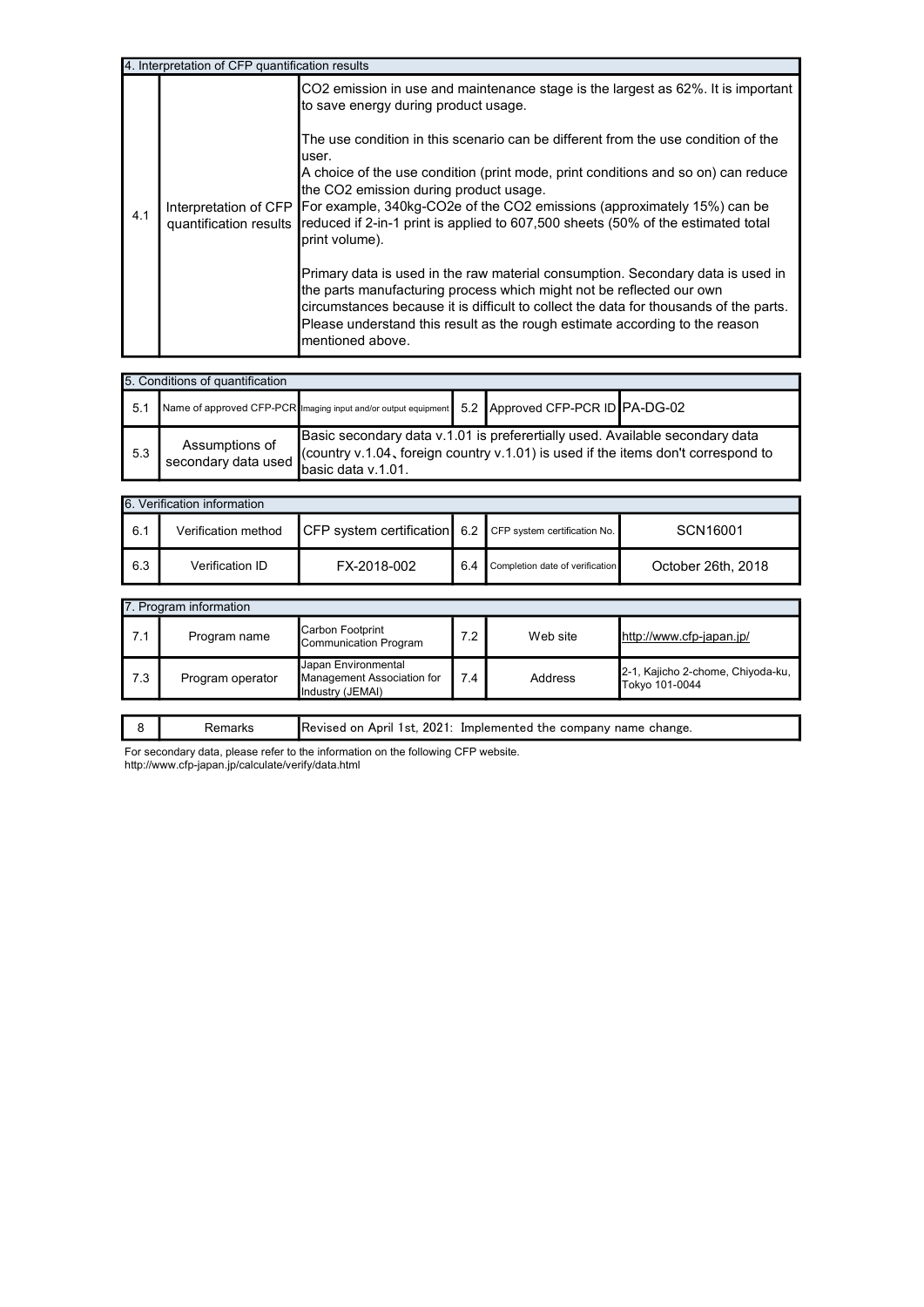## 4. Interpretation of CFP quantification results

| | | |
|---|---|---|
| 4.1 | Interpretation of CFP quantification results | $CO_2$ emission in use and maintenance stage is the largest as 62%. It is important to save energy during product usage.<br><br>The use condition in this scenario can be different from the use condition of the user.<br>A choice of the use condition (print mode, print conditions and so on) can reduce the $CO_2$ emission during product usage.<br>For example, 340kg-CO2e of the $CO_2$ emissions (approximately 15%) can be reduced if 2-in-1 print is applied to 607,500 sheets (50% of the estimated total print volume).<br><br>Primary data is used in the raw material consumption. Secondary data is used in the parts manufacturing process which might not be reflected our own circumstances because it is difficult to collect the data for thousands of the parts. Please understand this result as the rough estimate according to the reason mentioned above. |

## 5. Conditions of quantification

| | | | | | |
|---|---|---|---|---|---|
| 5.1 | Name of approved CFP-PCR | Imaging input and/or output equipment | 5.2 | Approved CFP-PCR ID | PA-DG-02 |
| 5.3 | Assumptions of secondary data used | Basic secondary data v.1.01 is preferertially used. Available secondary data (country v.1.04、foreign country v.1.01) is used if the items don't correspond to basic data v.1.01. | | | |

## 6. Verification information

| | | | | | |
|---|---|---|---|---|---|
| 6.1 | Verification method | CFP system certification | 6.2 | CFP system certification No. | SCN16001 |
| 6.3 | Verification ID | FX-2018-002 | 6.4 | Completion date of verification | October 26th, 2018 |

## 7. Program information

| | | | | | |
|---|---|---|---|---|---|
| 7.1 | Program name | Carbon Footprint Communication Program | 7.2 | Web site | http://www.cfp-japan.jp/ |
| 7.3 | Program operator | Japan Environmental Management Association for Industry (JEMAI) | 7.4 | Address | 2-1, Kajicho 2-chome, Chiyoda-ku, Tokyo 101-0044 |

| | | |
|---|---|---|
| 8 | Remarks | Revised on April 1st, 2021: Implemented the company name change. |

For secondary data, please refer to the information on the following CFP website.
http://www.cfp-japan.jp/calculate/verify/data.html